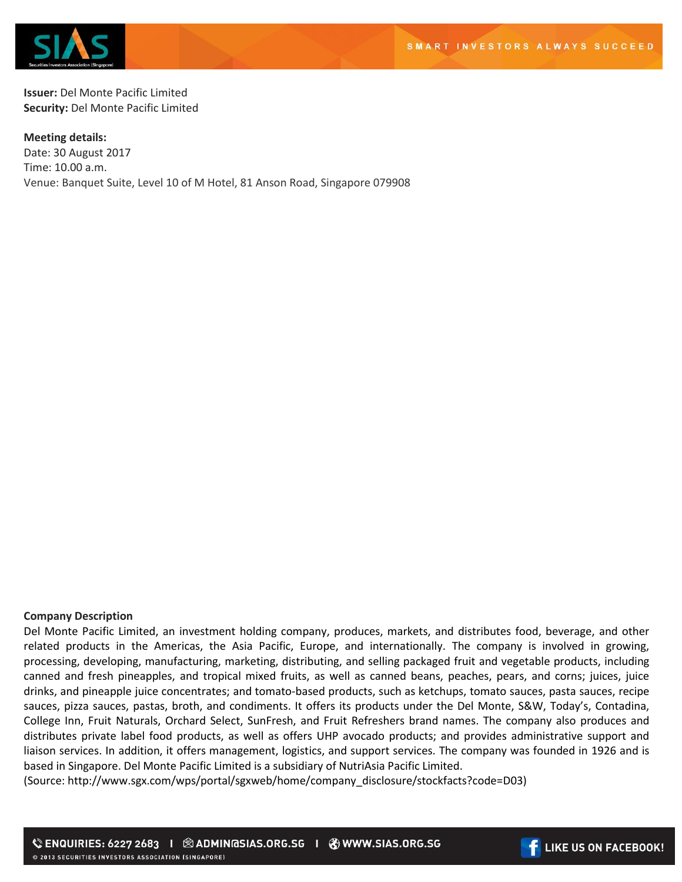**Issuer:** Del Monte Pacific Limited
**Security:** Del Monte Pacific Limited

**Meeting details:**
Date: 30 August 2017
Time: 10.00 a.m.
Venue: Banquet Suite, Level 10 of M Hotel, 81 Anson Road, Singapore 079908

**Company Description**

Del Monte Pacific Limited, an investment holding company, produces, markets, and distributes food, beverage, and other related products in the Americas, the Asia Pacific, Europe, and internationally. The company is involved in growing, processing, developing, manufacturing, marketing, distributing, and selling packaged fruit and vegetable products, including canned and fresh pineapples, and tropical mixed fruits, as well as canned beans, peaches, pears, and corns; juices, juice drinks, and pineapple juice concentrates; and tomato-based products, such as ketchups, tomato sauces, pasta sauces, recipe sauces, pizza sauces, pastas, broth, and condiments. It offers its products under the Del Monte, S&W, Today's, Contadina, College Inn, Fruit Naturals, Orchard Select, SunFresh, and Fruit Refreshers brand names. The company also produces and distributes private label food products, as well as offers UHP avocado products; and provides administrative support and liaison services. In addition, it offers management, logistics, and support services. The company was founded in 1926 and is based in Singapore. Del Monte Pacific Limited is a subsidiary of NutriAsia Pacific Limited.
(Source: http://www.sgx.com/wps/portal/sgxweb/home/company_disclosure/stockfacts?code=D03)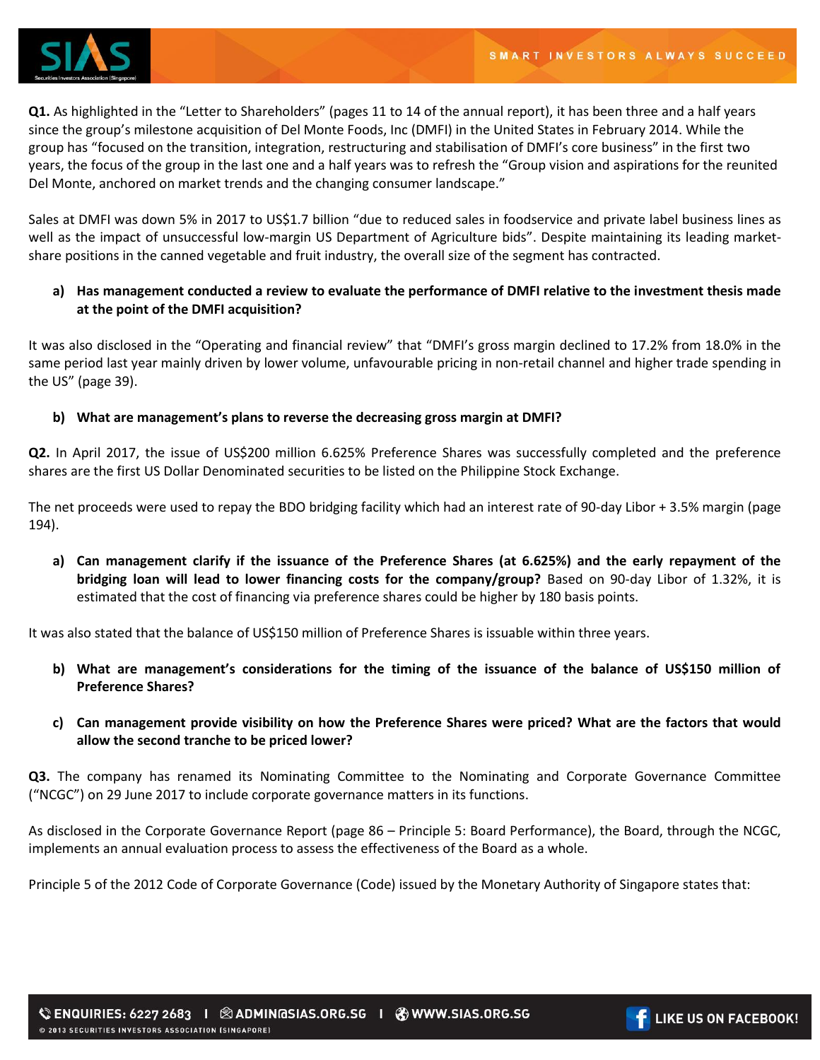**Q1.** As highlighted in the "Letter to Shareholders" (pages 11 to 14 of the annual report), it has been three and a half years since the group's milestone acquisition of Del Monte Foods, Inc (DMFI) in the United States in February 2014. While the group has "focused on the transition, integration, restructuring and stabilisation of DMFI's core business" in the first two years, the focus of the group in the last one and a half years was to refresh the "Group vision and aspirations for the reunited Del Monte, anchored on market trends and the changing consumer landscape."

Sales at DMFI was down 5% in 2017 to US$1.7 billion "due to reduced sales in foodservice and private label business lines as well as the impact of unsuccessful low-margin US Department of Agriculture bids". Despite maintaining its leading market-share positions in the canned vegetable and fruit industry, the overall size of the segment has contracted.

a) **Has management conducted a review to evaluate the performance of DMFI relative to the investment thesis made at the point of the DMFI acquisition?**

It was also disclosed in the "Operating and financial review" that "DMFI's gross margin declined to 17.2% from 18.0% in the same period last year mainly driven by lower volume, unfavourable pricing in non-retail channel and higher trade spending in the US" (page 39).

b) **What are management's plans to reverse the decreasing gross margin at DMFI?**

**Q2.** In April 2017, the issue of US$200 million 6.625% Preference Shares was successfully completed and the preference shares are the first US Dollar Denominated securities to be listed on the Philippine Stock Exchange.

The net proceeds were used to repay the BDO bridging facility which had an interest rate of 90-day Libor + 3.5% margin (page 194).

a) **Can management clarify if the issuance of the Preference Shares (at 6.625%) and the early repayment of the bridging loan will lead to lower financing costs for the company/group?** Based on 90-day Libor of 1.32%, it is estimated that the cost of financing via preference shares could be higher by 180 basis points.

It was also stated that the balance of US$150 million of Preference Shares is issuable within three years.

b) **What are management's considerations for the timing of the issuance of the balance of US$150 million of Preference Shares?**

c) **Can management provide visibility on how the Preference Shares were priced? What are the factors that would allow the second tranche to be priced lower?**

**Q3.** The company has renamed its Nominating Committee to the Nominating and Corporate Governance Committee ("NCGC") on 29 June 2017 to include corporate governance matters in its functions.

As disclosed in the Corporate Governance Report (page 86 – Principle 5: Board Performance), the Board, through the NCGC, implements an annual evaluation process to assess the effectiveness of the Board as a whole.

Principle 5 of the 2012 Code of Corporate Governance (Code) issued by the Monetary Authority of Singapore states that: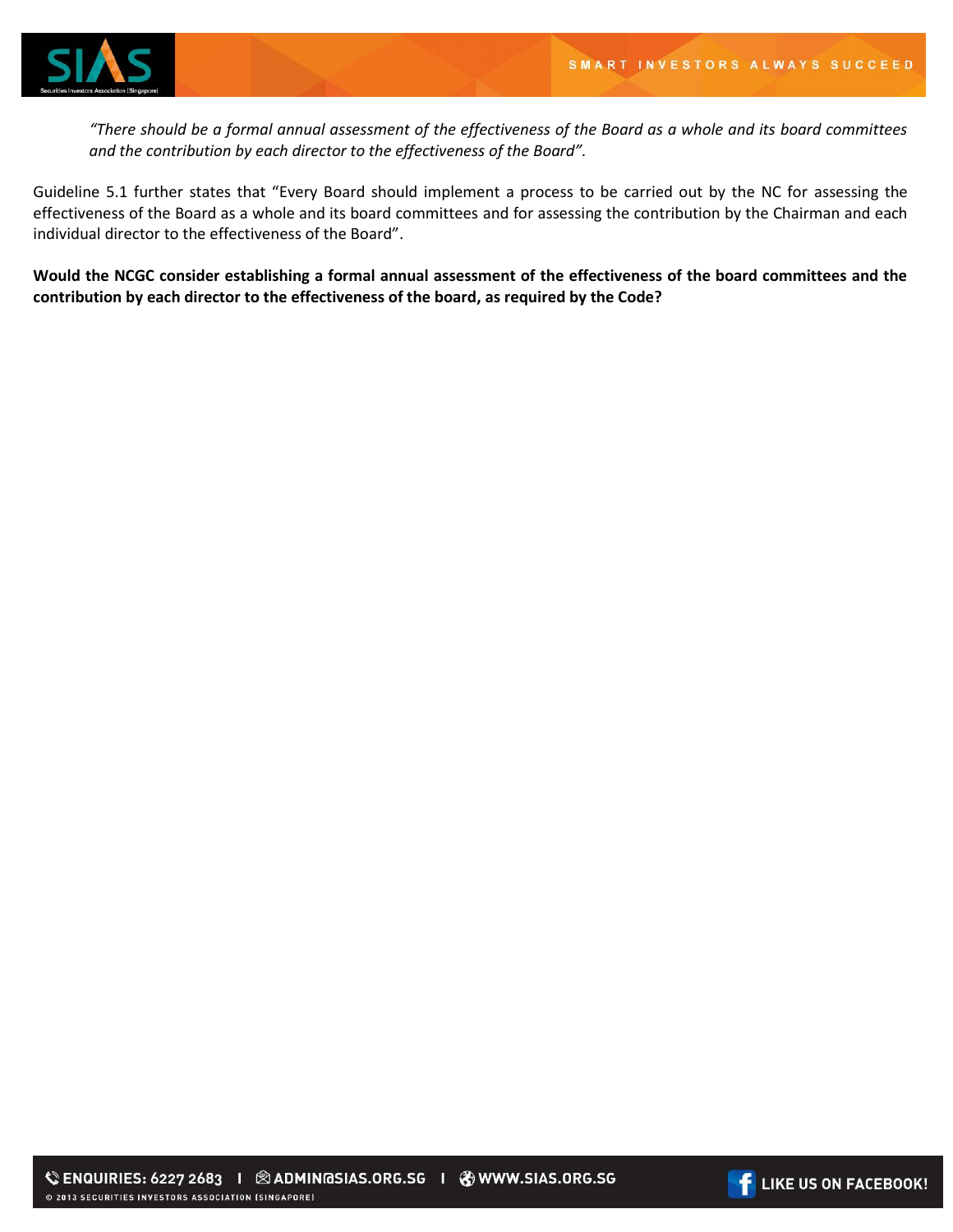*"There should be a formal annual assessment of the effectiveness of the Board as a whole and its board committees and the contribution by each director to the effectiveness of the Board".*

Guideline 5.1 further states that "Every Board should implement a process to be carried out by the NC for assessing the effectiveness of the Board as a whole and its board committees and for assessing the contribution by the Chairman and each individual director to the effectiveness of the Board".

**Would the NCGC consider establishing a formal annual assessment of the effectiveness of the board committees and the contribution by each director to the effectiveness of the board, as required by the Code?**